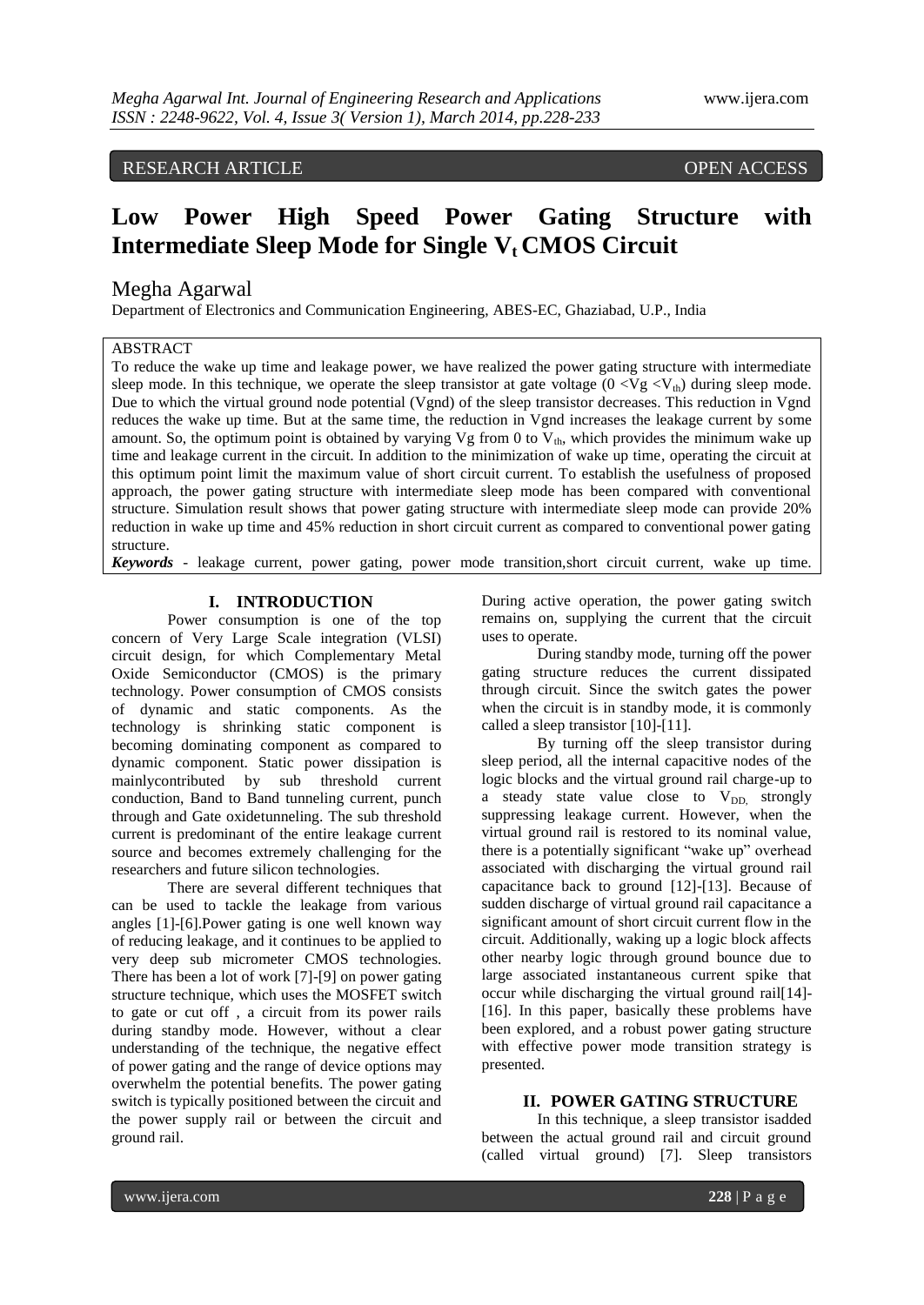RESEARCH ARTICLE OPEN ACCESS

# Low Power High Speed Power Gating Structure with Intermediate Sleep Mode for Single $V_t$ CMOS Circuit

Megha Agarwal

Department of Electronics and Communication Engineering, ABES-EC, Ghaziabad, U.P., India

## ABSTRACT

To reduce the wake up time and leakage power, we have realized the power gating structure with intermediate sleep mode. In this technique, we operate the sleep transistor at gate voltage ($0 < Vg < V_{th}$) during sleep mode. Due to which the virtual ground node potential (Vgnd) of the sleep transistor decreases. This reduction in Vgnd reduces the wake up time. But at the same time, the reduction in Vgnd increases the leakage current by some amount. So, the optimum point is obtained by varying Vg from 0 to $V_{th}$, which provides the minimum wake up time and leakage current in the circuit. In addition to the minimization of wake up time, operating the circuit at this optimum point limit the maximum value of short circuit current. To establish the usefulness of proposed approach, the power gating structure with intermediate sleep mode has been compared with conventional structure. Simulation result shows that power gating structure with intermediate sleep mode can provide 20% reduction in wake up time and 45% reduction in short circuit current as compared to conventional power gating structure.

***Keywords*** - leakage current, power gating, power mode transition,short circuit current, wake up time.

## I. INTRODUCTION

Power consumption is one of the top concern of Very Large Scale integration (VLSI) circuit design, for which Complementary Metal Oxide Semiconductor (CMOS) is the primary technology. Power consumption of CMOS consists of dynamic and static components. As the technology is shrinking static component is becoming dominating component as compared to dynamic component. Static power dissipation is mainlycontributed by sub threshold current conduction, Band to Band tunneling current, punch through and Gate oxidetunneling. The sub threshold current is predominant of the entire leakage current source and becomes extremely challenging for the researchers and future silicon technologies.

There are several different techniques that can be used to tackle the leakage from various angles [1]-[6].Power gating is one well known way of reducing leakage, and it continues to be applied to very deep sub micrometer CMOS technologies. There has been a lot of work [7]-[9] on power gating structure technique, which uses the MOSFET switch to gate or cut off , a circuit from its power rails during standby mode. However, without a clear understanding of the technique, the negative effect of power gating and the range of device options may overwhelm the potential benefits. The power gating switch is typically positioned between the circuit and the power supply rail or between the circuit and ground rail.

During active operation, the power gating switch remains on, supplying the current that the circuit uses to operate.

During standby mode, turning off the power gating structure reduces the current dissipated through circuit. Since the switch gates the power when the circuit is in standby mode, it is commonly called a sleep transistor [10]-[11].

By turning off the sleep transistor during sleep period, all the internal capacitive nodes of the logic blocks and the virtual ground rail charge-up to a steady state value close to $V_{DD,}$ strongly suppressing leakage current. However, when the virtual ground rail is restored to its nominal value, there is a potentially significant "wake up" overhead associated with discharging the virtual ground rail capacitance back to ground [12]-[13]. Because of sudden discharge of virtual ground rail capacitance a significant amount of short circuit current flow in the circuit. Additionally, waking up a logic block affects other nearby logic through ground bounce due to large associated instantaneous current spike that occur while discharging the virtual ground rail[14]-[16]. In this paper, basically these problems have been explored, and a robust power gating structure with effective power mode transition strategy is presented.

## II. POWER GATING STRUCTURE

In this technique, a sleep transistor isadded between the actual ground rail and circuit ground (called virtual ground) [7]. Sleep transistors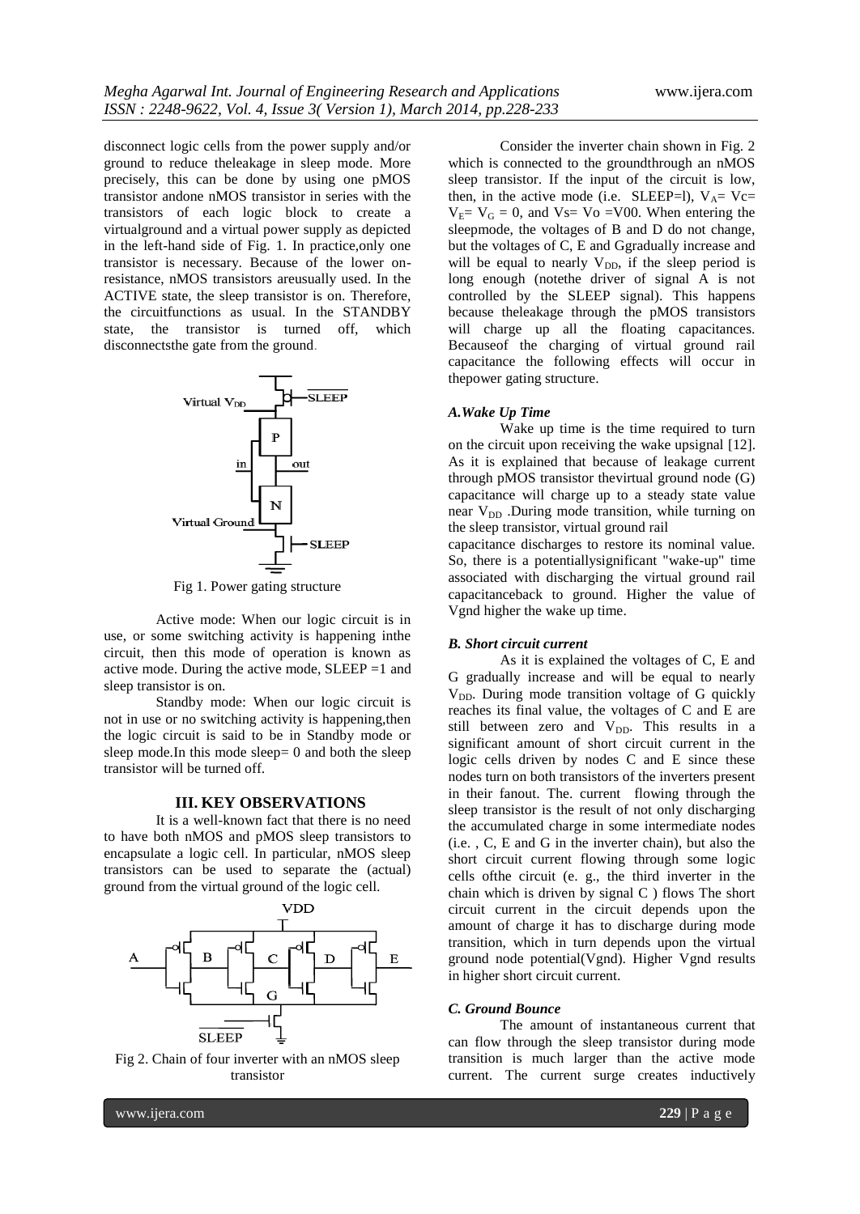disconnect logic cells from the power supply and/or ground to reduce theleakage in sleep mode. More precisely, this can be done by using one pMOS transistor andone nMOS transistor in series with the transistors of each logic block to create a virtualground and a virtual power supply as depicted in the left-hand side of Fig. 1. In practice,only one transistor is necessary. Because of the lower on-resistance, nMOS transistors areusually used. In the ACTIVE state, the sleep transistor is on. Therefore, the circuitfunctions as usual. In the STANDBY state, the transistor is turned off, which disconnectsthe gate from the ground.

Fig 1. Power gating structure

Active mode: When our logic circuit is in use, or some switching activity is happening inthe circuit, then this mode of operation is known as active mode. During the active mode, SLEEP =1 and sleep transistor is on.

Standby mode: When our logic circuit is not in use or no switching activity is happening,then the logic circuit is said to be in Standby mode or sleep mode.In this mode sleep= 0 and both the sleep transistor will be turned off.

## III. KEY OBSERVATIONS

It is a well-known fact that there is no need to have both nMOS and pMOS sleep transistors to encapsulate a logic cell. In particular, nMOS sleep transistors can be used to separate the (actual) ground from the virtual ground of the logic cell.

Fig 2. Chain of four inverter with an nMOS sleep transistor

Consider the inverter chain shown in Fig. 2 which is connected to the groundthrough an nMOS sleep transistor. If the input of the circuit is low, then, in the active mode (i.e. SLEEP=l), $V_A$= Vc= $V_E$= $V_G$ = 0, and Vs= Vo =V00. When entering the sleepmode, the voltages of B and D do not change, but the voltages of C, E and Ggradually increase and will be equal to nearly $V_{DD}$, if the sleep period is long enough (notethe driver of signal A is not controlled by the SLEEP signal). This happens because theleakage through the pMOS transistors will charge up all the floating capacitances. Becauseof the charging of virtual ground rail capacitance the following effects will occur in thepower gating structure.

### *A.Wake Up Time*

Wake up time is the time required to turn on the circuit upon receiving the wake upsignal [12]. As it is explained that because of leakage current through pMOS transistor thevirtual ground node (G) capacitance will charge up to a steady state value near $V_{DD}$ .During mode transition, while turning on the sleep transistor, virtual ground rail capacitance discharges to restore its nominal value. So, there is a potentiallysignificant "wake-up" time associated with discharging the virtual ground rail capacitanceback to ground. Higher the value of Vgnd higher the wake up time.

### *B. Short circuit current*

As it is explained the voltages of C, E and G gradually increase and will be equal to nearly $V_{DD}$. During mode transition voltage of G quickly reaches its final value, the voltages of C and E are still between zero and $V_{DD}$. This results in a significant amount of short circuit current in the logic cells driven by nodes C and E since these nodes turn on both transistors of the inverters present in their fanout. The. current flowing through the sleep transistor is the result of not only discharging the accumulated charge in some intermediate nodes (i.e. , C, E and G in the inverter chain), but also the short circuit current flowing through some logic cells ofthe circuit (e. g., the third inverter in the chain which is driven by signal C ) flows The short circuit current in the circuit depends upon the amount of charge it has to discharge during mode transition, which in turn depends upon the virtual ground node potential(Vgnd). Higher Vgnd results in higher short circuit current.

### *C. Ground Bounce*

The amount of instantaneous current that can flow through the sleep transistor during mode transition is much larger than the active mode current. The current surge creates inductively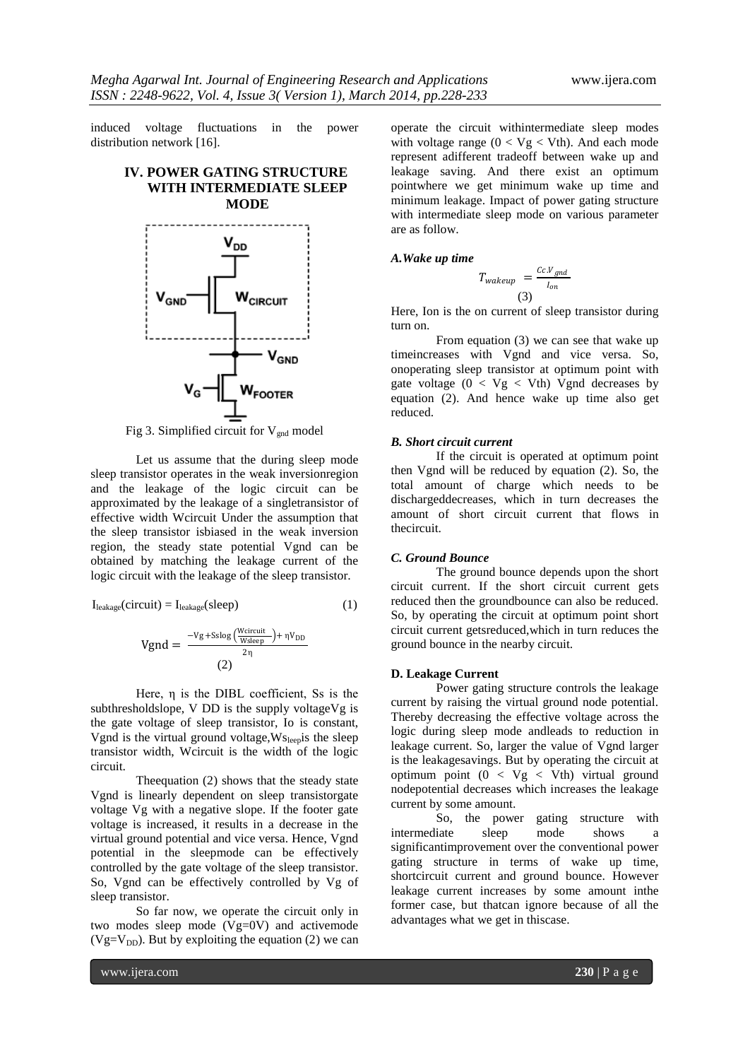induced voltage fluctuations in the power distribution network [16].

## IV. POWER GATING STRUCTURE WITH INTERMEDIATE SLEEP MODE

Fig 3. Simplified circuit for $V_{gnd}$ model

Let us assume that the during sleep mode sleep transistor operates in the weak inversionregion and the leakage of the logic circuit can be approximated by the leakage of a singletransistor of effective width Wcircuit Under the assumption that the sleep transistor isbiased in the weak inversion region, the steady state potential Vgnd can be obtained by matching the leakage current of the logic circuit with the leakage of the sleep transistor.

$$I_{leakage}(\text{circuit}) = I_{leakage}(\text{sleep}) \tag{1}$$

$$\text{Vgnd} = \frac{-\text{Vg} + \text{Sslog}\left(\frac{\text{Wcircuit}}{\text{Wsleep}}\right) + \eta V_{DD}}{2\eta} \tag{2}$$

Here, η is the DIBL coefficient, Ss is the subthresholdslope, V DD is the supply voltageVg is the gate voltage of sleep transistor, Io is constant, Vgnd is the virtual ground voltage,$Ws_{leep}$is the sleep transistor width, Wcircuit is the width of the logic circuit.

Theequation (2) shows that the steady state Vgnd is linearly dependent on sleep transistorgate voltage Vg with a negative slope. If the footer gate voltage is increased, it results in a decrease in the virtual ground potential and vice versa. Hence, Vgnd potential in the sleepmode can be effectively controlled by the gate voltage of the sleep transistor. So, Vgnd can be effectively controlled by Vg of sleep transistor.

So far now, we operate the circuit only in two modes sleep mode (Vg=0V) and activemode ($Vg=V_{DD}$). But by exploiting the equation (2) we can operate the circuit withintermediate sleep modes with voltage range (0 < Vg < Vth). And each mode represent adifferent tradeoff between wake up and leakage saving. And there exist an optimum pointwhere we get minimum wake up time and minimum leakage. Impact of power gating structure with intermediate sleep mode on various parameter are as follow.

### *A.Wake up time*

$$T_{wakeup} = \frac{Cc.V_{gnd}}{I_{on}} \tag{3}$$

Here, Ion is the on current of sleep transistor during turn on.

From equation (3) we can see that wake up timeincreases with Vgnd and vice versa. So, onoperating sleep transistor at optimum point with gate voltage (0 < Vg < Vth) Vgnd decreases by equation (2). And hence wake up time also get reduced.

### *B. Short circuit current*

If the circuit is operated at optimum point then Vgnd will be reduced by equation (2). So, the total amount of charge which needs to be dischargeddecreases, which in turn decreases the amount of short circuit current that flows in thecircuit.

### *C. Ground Bounce*

The ground bounce depends upon the short circuit current. If the short circuit current gets reduced then the groundbounce can also be reduced. So, by operating the circuit at optimum point short circuit current getsreduced,which in turn reduces the ground bounce in the nearby circuit.

### D. Leakage Current

Power gating structure controls the leakage current by raising the virtual ground node potential. Thereby decreasing the effective voltage across the logic during sleep mode andleads to reduction in leakage current. So, larger the value of Vgnd larger is the leakagesavings. But by operating the circuit at optimum point (0 < Vg < Vth) virtual ground nodepotential decreases which increases the leakage current by some amount.

So, the power gating structure with intermediate sleep mode shows a significantimprovement over the conventional power gating structure in terms of wake up time, shortcircuit current and ground bounce. However leakage current increases by some amount inthe former case, but thatcan ignore because of all the advantages what we get in thiscase.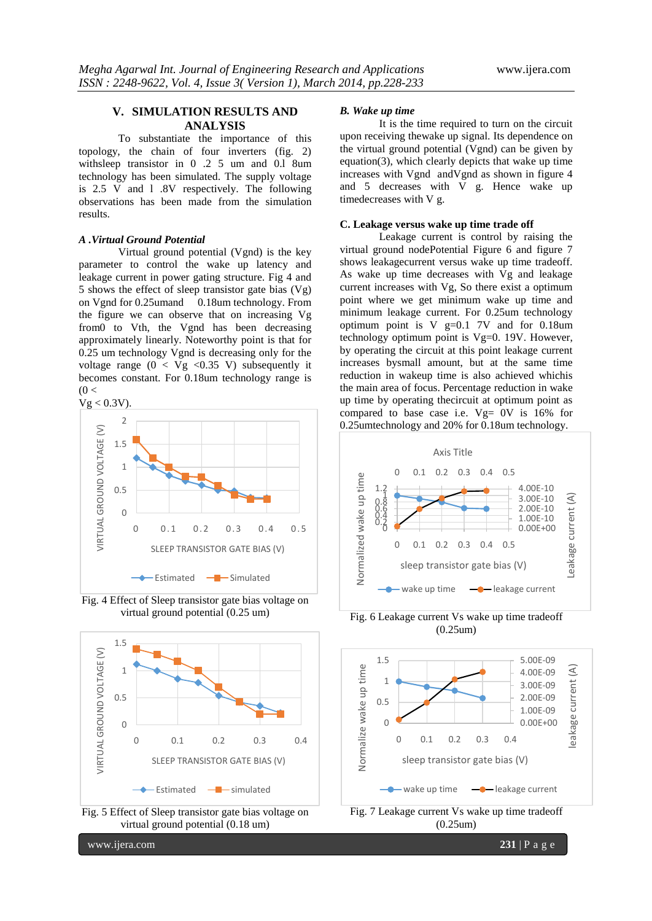## V. SIMULATION RESULTS AND ANALYSIS

To substantiate the importance of this topology, the chain of four inverters (fig. 2) withsleep transistor in 0 .2 5 um and 0.l 8um technology has been simulated. The supply voltage is 2.5 V and l .8V respectively. The following observations has been made from the simulation results.

### *A .Virtual Ground Potential*

Virtual ground potential (Vgnd) is the key parameter to control the wake up latency and leakage current in power gating structure. Fig 4 and 5 shows the effect of sleep transistor gate bias (Vg) on Vgnd for 0.25umand 0.18um technology. From the figure we can observe that on increasing Vg from0 to Vth, the Vgnd has been decreasing approximately linearly. Noteworthy point is that for 0.25 um technology Vgnd is decreasing only for the voltage range (0 < Vg <0.35 V) subsequently it becomes constant. For 0.18um technology range is (0 < Vg < 0.3V).

Fig. 4 Effect of Sleep transistor gate bias voltage on virtual ground potential (0.25 um)

Fig. 5 Effect of Sleep transistor gate bias voltage on virtual ground potential (0.18 um)

### *B. Wake up time*

It is the time required to turn on the circuit upon receiving thewake up signal. Its dependence on the virtual ground potential (Vgnd) can be given by equation(3), which clearly depicts that wake up time increases with Vgnd andVgnd as shown in figure 4 and 5 decreases with V g. Hence wake up timedecreases with V g.

### C. Leakage versus wake up time trade off

Leakage current is control by raising the virtual ground nodePotential Figure 6 and figure 7 shows leakagecurrent versus wake up time tradeoff. As wake up time decreases with Vg and leakage current increases with Vg, So there exist a optimum point where we get minimum wake up time and minimum leakage current. For 0.25um technology optimum point is V g=0.1 7V and for 0.18um technology optimum point is Vg=0. 19V. However, by operating the circuit at this point leakage current increases bysmall amount, but at the same time reduction in wakeup time is also achieved whichis the main area of focus. Percentage reduction in wake up time by operating thecircuit at optimum point as compared to base case i.e. Vg= 0V is 16% for 0.25umtechnology and 20% for 0.18um technology.

Fig. 6 Leakage current Vs wake up time tradeoff (0.25um)

Fig. 7 Leakage current Vs wake up time tradeoff (0.25um)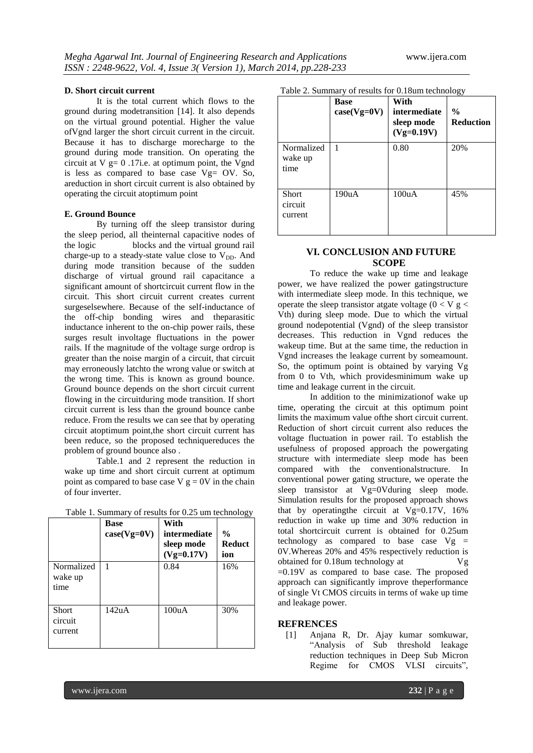**D. Short circuit current**

It is the total current which flows to the ground during modetransition [14]. It also depends on the virtual ground potential. Higher the value ofVgnd larger the short circuit current in the circuit. Because it has to discharge morecharge to the ground during mode transition. On operating the circuit at V g= 0 .17i.e. at optimum point, the Vgnd is less as compared to base case Vg= OV. So, areduction in short circuit current is also obtained by operating the circuit atoptimum point

**E. Ground Bounce**

By turning off the sleep transistor during the sleep period, all theinternal capacitive nodes of the logic blocks and the virtual ground rail charge-up to a steady-state value close to $V_{DD}$. And during mode transition because of the sudden discharge of virtual ground rail capacitance a significant amount of shortcircuit current flow in the circuit. This short circuit current creates current surgeselsewhere. Because of the self-inductance of the off-chip bonding wires and theparasitic inductance inherent to the on-chip power rails, these surges result involtage fluctuations in the power rails. If the magnitude of the voltage surge ordrop is greater than the noise margin of a circuit, that circuit may erroneously latchto the wrong value or switch at the wrong time. This is known as ground bounce. Ground bounce depends on the short circuit current flowing in the circuitduring mode transition. If short circuit current is less than the ground bounce canbe reduce. From the results we can see that by operating circuit atoptimum point,the short circuit current has been reduce, so the proposed techniquereduces the problem of ground bounce also .

Table.1 and 2 represent the reduction in wake up time and short circuit current at optimum point as compared to base case V g = 0V in the chain of four inverter.

Table 1. Summary of results for 0.25 um technology

| | Base case(Vg=0V) | With intermediate sleep mode (Vg=0.17V) | % Reduction |
|---|---|---|---|
| Normalized wake up time | 1 | 0.84 | 16% |
| Short circuit current | 142uA | 100uA | 30% |

Table 2. Summary of results for 0.18um technology

| | Base case(Vg=0V) | With intermediate sleep mode (Vg=0.19V) | % Reduction |
|---|---|---|---|
| Normalized wake up time | 1 | 0.80 | 20% |
| Short circuit current | 190uA | 100uA | 45% |

## VI. CONCLUSION AND FUTURE SCOPE

To reduce the wake up time and leakage power, we have realized the power gatingstructure with intermediate sleep mode. In this technique, we operate the sleep transistor atgate voltage (0 < V g < Vth) during sleep mode. Due to which the virtual ground nodepotential (Vgnd) of the sleep transistor decreases. This reduction in Vgnd reduces the wakeup time. But at the same time, the reduction in Vgnd increases the leakage current by someamount. So, the optimum point is obtained by varying Vg from 0 to Vth, which providesminimum wake up time and leakage current in the circuit.

In addition to the minimizationof wake up time, operating the circuit at this optimum point limits the maximum value ofthe short circuit current. Reduction of short circuit current also reduces the voltage fluctuation in power rail. To establish the usefulness of proposed approach the powergating structure with intermediate sleep mode has been compared with the conventionalstructure. In conventional power gating structure, we operate the sleep transistor at Vg=0Vduring sleep mode. Simulation results for the proposed approach shows that by operatingthe circuit at Vg=0.17V, 16% reduction in wake up time and 30% reduction in total shortcircuit current is obtained for 0.25um technology as compared to base case Vg = 0V.Whereas 20% and 45% respectively reduction is obtained for 0.18um technology at Vg =0.19V as compared to base case. The proposed approach can significantly improve theperformance of single Vt CMOS circuits in terms of wake up time and leakage power.

## REFRENCES

[1] Anjana R, Dr. Ajay kumar somkuwar, "Analysis of Sub threshold leakage reduction techniques in Deep Sub Micron Regime for CMOS VLSI circuits",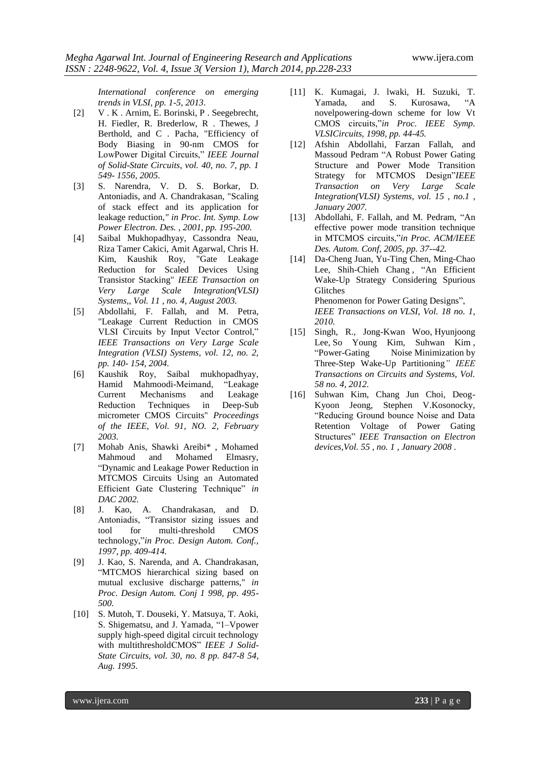*International conference on emerging trends in VLSI, pp. 1-5, 2013*.

[2] V . K . Arnim, E. Borinski, P . Seegebrecht, H. Fiedler, R. Brederlow, R . Thewes, J Berthold, and C . Pacha, "Efficiency of Body Biasing in 90-nm CMOS for LowPower Digital Circuits," *IEEE Journal of Solid-State Circuits, vol. 40, no. 7, pp. 1 549- 1556, 2005*.

[3] S. Narendra, V. D. S. Borkar, D. Antoniadis, and A. Chandrakasan, "Scaling of stack effect and its application for leakage reduction,*" in Proc. Int. Symp. Low Power Electron. Des. , 2001, pp. 195-200.*

[4] Saibal Mukhopadhyay, Cassondra Neau, Riza Tamer Cakici, Amit Agarwal, Chris H. Kim, Kaushik Roy, "Gate Leakage Reduction for Scaled Devices Using Transistor Stacking" *IEEE Transaction on Very Large Scale Integration(VLSI) Systems,, Vol. 11 , no. 4, August 2003.*

[5] Abdollahi, F. Fallah, and M. Petra, "Leakage Current Reduction in CMOS VLSI Circuits by Input Vector Control," *IEEE Transactions on Very Large Scale Integration (VLSI) Systems, vol. 12, no. 2, pp. 140- 154, 2004.*

[6] Kaushik Roy, Saibal mukhopadhyay, Hamid Mahmoodi-Meimand, "Leakage Current Mechanisms and Leakage Reduction Techniques in Deep-Sub micrometer CMOS Circuits" *Proceedings of the IEEE, Vol. 91, NO. 2, February 2003.*

[7] Mohab Anis, Shawki Areibi* , Mohamed Mahmoud and Mohamed Elmasry, "Dynamic and Leakage Power Reduction in MTCMOS Circuits Using an Automated Efficient Gate Clustering Technique" *in DAC 2002.*

[8] J. Kao, A. Chandrakasan, and D. Antoniadis, "Transistor sizing issues and tool for multi-threshold CMOS technology,"*in Proc. Design Autom. Conf., 1997, pp. 409-414.*

[9] J. Kao, S. Narenda, and A. Chandrakasan, "MTCMOS hierarchical sizing based on mutual exclusive discharge patterns," *in Proc. Design Autom. Conj 1 998, pp. 495-500.*

[10] S. Mutoh, T. Douseki, Y. Matsuya, T. Aoki, S. Shigematsu, and J. Yamada, "1–Vpower supply high-speed digital circuit technology with multithresholdCMOS" *IEEE J Solid-State Circuits, vol. 30, no. 8 pp. 847-8 54, Aug. 1995.*

[11] K. Kumagai, J. lwaki, H. Suzuki, T. Yamada, and S. Kurosawa, "A novelpowering-down scheme for low Vt CMOS circuits,"*in Proc. IEEE Symp. VLSICircuits, 1998, pp. 44-45.*

[12] Afshin Abdollahi, Farzan Fallah, and Massoud Pedram "A Robust Power Gating Structure and Power Mode Transition Strategy for MTCMOS Design"*IEEE Transaction on Very Large Scale Integration(VLSI) Systems, vol. 15 , no.1 , January 2007.*

[13] Abdollahi, F. Fallah, and M. Pedram, "An effective power mode transition technique in MTCMOS circuits,"*in Proc. ACM/IEEE Des. Autom. Conf, 2005, pp. 37--42.*

[14] Da-Cheng Juan, Yu-Ting Chen, Ming-Chao Lee, Shih-Chieh Chang , "An Efficient Wake-Up Strategy Considering Spurious Glitches Phenomenon for Power Gating Designs", *IEEE Transactions on VLSI, Vol. 18 no. 1, 2010.*

[15] Singh, R., Jong-Kwan Woo, Hyunjoong Lee, So Young Kim, Suhwan Kim , "Power-Gating Noise Minimization by Three-Step Wake-Up Partitioning*" IEEE Transactions on Circuits and Systems, Vol. 58 no. 4, 2012.*

[16] Suhwan Kim, Chang Jun Choi, Deog-Kyoon Jeong, Stephen V.Kosonocky, "Reducing Ground bounce Noise and Data Retention Voltage of Power Gating Structures" *IEEE Transaction on Electron devices,Vol. 55 , no. 1 , January 2008 .*